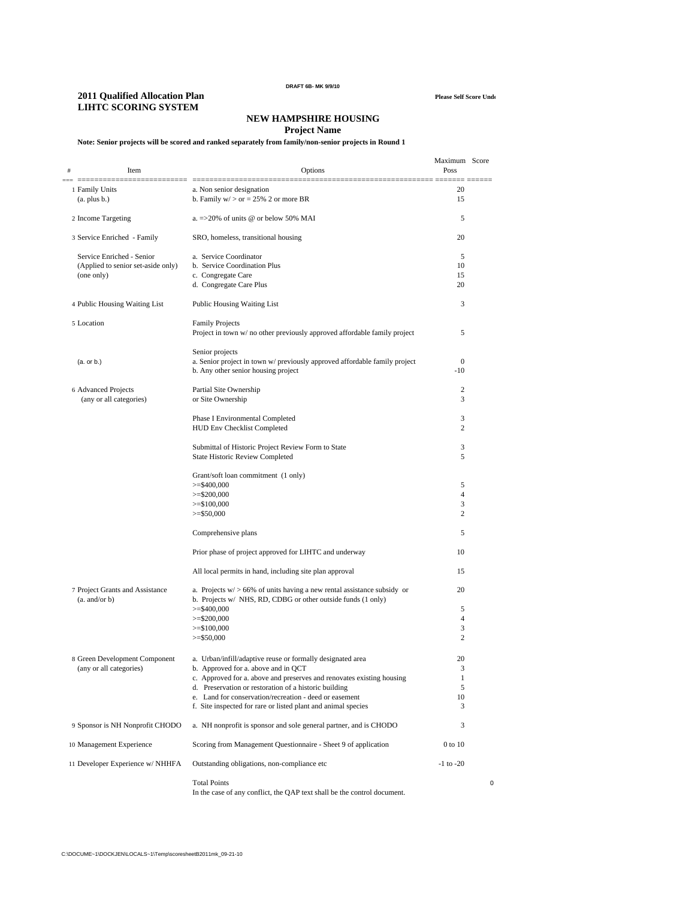DRAFT 6B- MK 9/9/10

**2011 Qualified Allocation Plan**
**LIHTC SCORING SYSTEM**

**Please Self Score Unde**

## NEW HAMPSHIRE HOUSING

### Project Name

**Note: Senior projects will be scored and ranked separately from family/non-senior projects in Round 1**

| # | Item | Options | Maximum Poss | Score |
|---|---|---|---|---|
| 1 | Family Units | a. Non senior designation | 20 | |
| | (a. plus b.) | b. Family w/ > or = 25% 2 or more BR | 15 | |
| 2 | Income Targeting | a. =>20% of units @ or below 50% MAI | 5 | |
| 3 | Service Enriched - Family | SRO, homeless, transitional housing | 20 | |
| | Service Enriched - Senior | a. Service Coordinator | 5 | |
| | (Applied to senior set-aside only) | b. Service Coordination Plus | 10 | |
| | (one only) | c. Congregate Care | 15 | |
| | | d. Congregate Care Plus | 20 | |
| 4 | Public Housing Waiting List | Public Housing Waiting List | 3 | |
| 5 | Location | Family Projects | | |
| | | Project in town w/ no other previously approved affordable family project | 5 | |
| | | Senior projects | | |
| | (a. or b.) | a. Senior project in town w/ previously approved affordable family project | 0 | |
| | | b. Any other senior housing project | -10 | |
| 6 | Advanced Projects | Partial Site Ownership | 2 | |
| | (any or all categories) | or Site Ownership | 3 | |
| | | Phase I Environmental Completed | 3 | |
| | | HUD Env Checklist Completed | 2 | |
| | | Submittal of Historic Project Review Form to State | 3 | |
| | | State Historic Review Completed | 5 | |
| | | Grant/soft loan commitment (1 only) | | |
| | | >=$400,000 | 5 | |
| | | >=$200,000 | 4 | |
| | | >=$100,000 | 3 | |
| | | >=$50,000 | 2 | |
| | | Comprehensive plans | 5 | |
| | | Prior phase of project approved for LIHTC and underway | 10 | |
| | | All local permits in hand, including site plan approval | 15 | |
| 7 | Project Grants and Assistance | a. Projects w/ > 66% of units having a new rental assistance subsidy or | 20 | |
| | (a. and/or b) | b. Projects w/ NHS, RD, CDBG or other outside funds (1 only) | | |
| | | >=$400,000 | 5 | |
| | | >=$200,000 | 4 | |
| | | >=$100,000 | 3 | |
| | | >=$50,000 | 2 | |
| 8 | Green Development Component | a. Urban/infill/adaptive reuse or formally designated area | 20 | |
| | (any or all categories) | b. Approved for a. above and in QCT | 3 | |
| | | c. Approved for a. above and preserves and renovates existing housing | 1 | |
| | | d. Preservation or restoration of a historic building | 5 | |
| | | e. Land for conservation/recreation - deed or easement | 10 | |
| | | f. Site inspected for rare or listed plant and animal species | 3 | |
| 9 | Sponsor is NH Nonprofit CHODO | a. NH nonprofit is sponsor and sole general partner, and is CHODO | 3 | |
| 10 | Management Experience | Scoring from Management Questionnaire - Sheet 9 of application | 0 to 10 | |
| 11 | Developer Experience w/ NHHFA | Outstanding obligations, non-compliance etc | -1 to -20 | |
| | | Total Points | | 0 |

In the case of any conflict, the QAP text shall be the control document.

C:\DOCUME~1\DOCKJEN\LOCALS~1\Temp\scoresheetB2011mk_09-21-10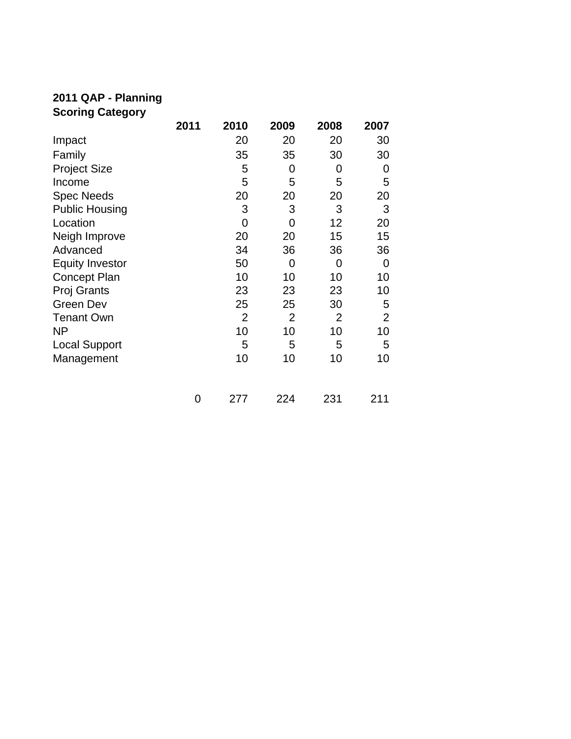**2011 QAP - Planning**

| Scoring Category | 2011 | 2010 | 2009 | 2008 | 2007 |
|---|---|---|---|---|---|
| Impact | | 20 | 20 | 20 | 30 |
| Family | | 35 | 35 | 30 | 30 |
| Project Size | | 5 | 0 | 0 | 0 |
| Income | | 5 | 5 | 5 | 5 |
| Spec Needs | | 20 | 20 | 20 | 20 |
| Public Housing | | 3 | 3 | 3 | 3 |
| Location | | 0 | 0 | 12 | 20 |
| Neigh Improve | | 20 | 20 | 15 | 15 |
| Advanced | | 34 | 36 | 36 | 36 |
| Equity Investor | | 50 | 0 | 0 | 0 |
| Concept Plan | | 10 | 10 | 10 | 10 |
| Proj Grants | | 23 | 23 | 23 | 10 |
| Green Dev | | 25 | 25 | 30 | 5 |
| Tenant Own | | 2 | 2 | 2 | 2 |
| NP | | 10 | 10 | 10 | 10 |
| Local Support | | 5 | 5 | 5 | 5 |
| Management | | 10 | 10 | 10 | 10 |
| | 0 | 277 | 224 | 231 | 211 |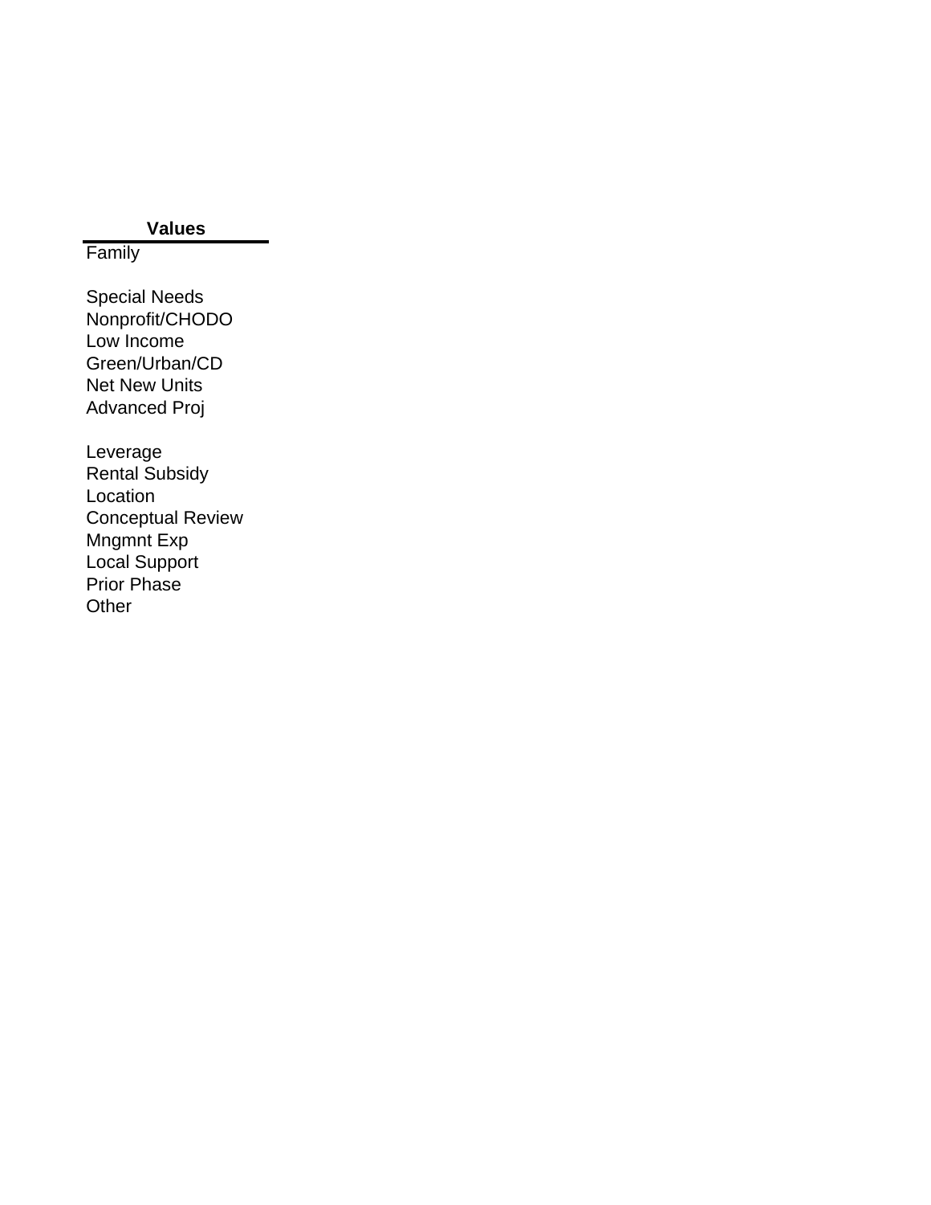| Values |
| --- |
| Family |
| |
| Special Needs |
| Nonprofit/CHODO |
| Low Income |
| Green/Urban/CD |
| Net New Units |
| Advanced Proj |
| |
| Leverage |
| Rental Subsidy |
| Location |
| Conceptual Review |
| Mngmnt Exp |
| Local Support |
| Prior Phase |
| Other |